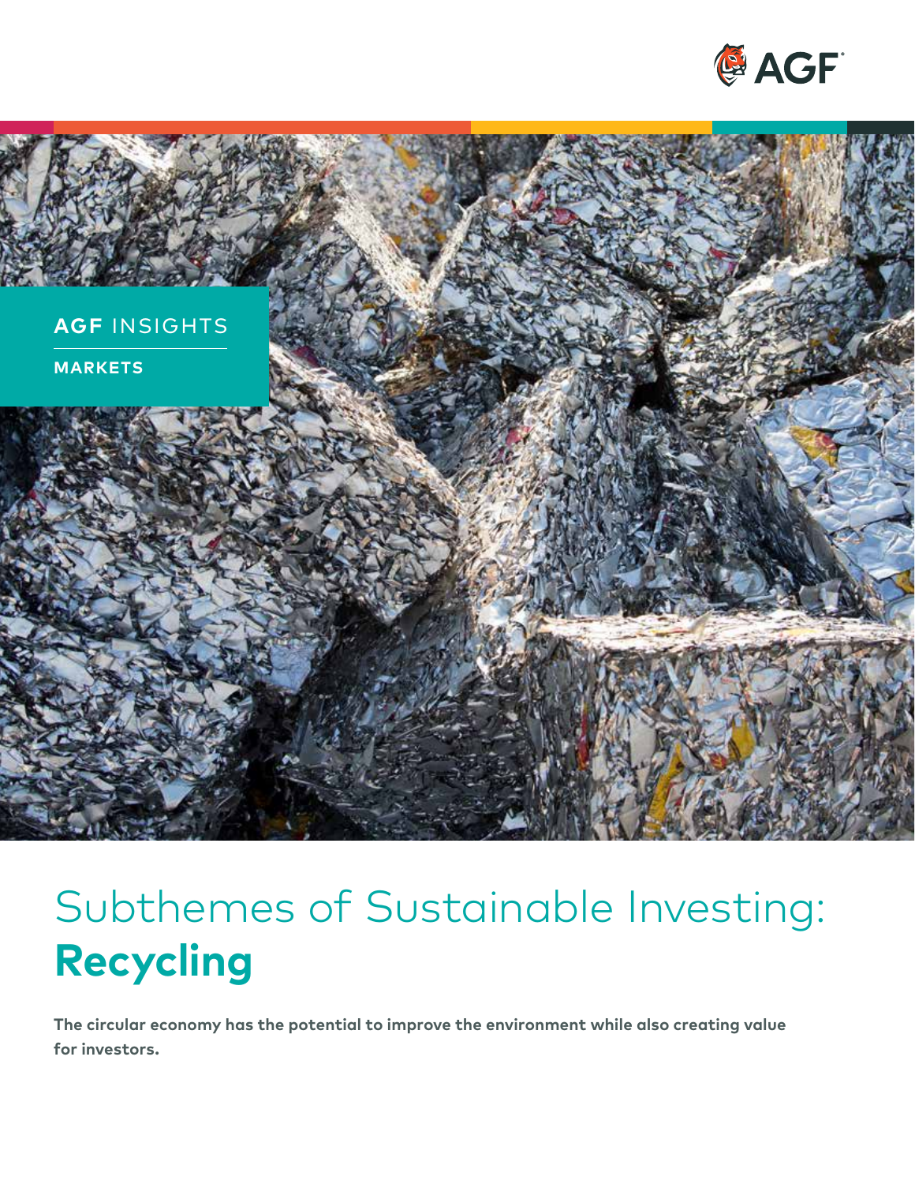AGF INSIGHTS

MARKETS

# Subthemes of Sustainable Investing: **Recycling**

**The circular economy has the potential to improve the environment while also creating value for investors.**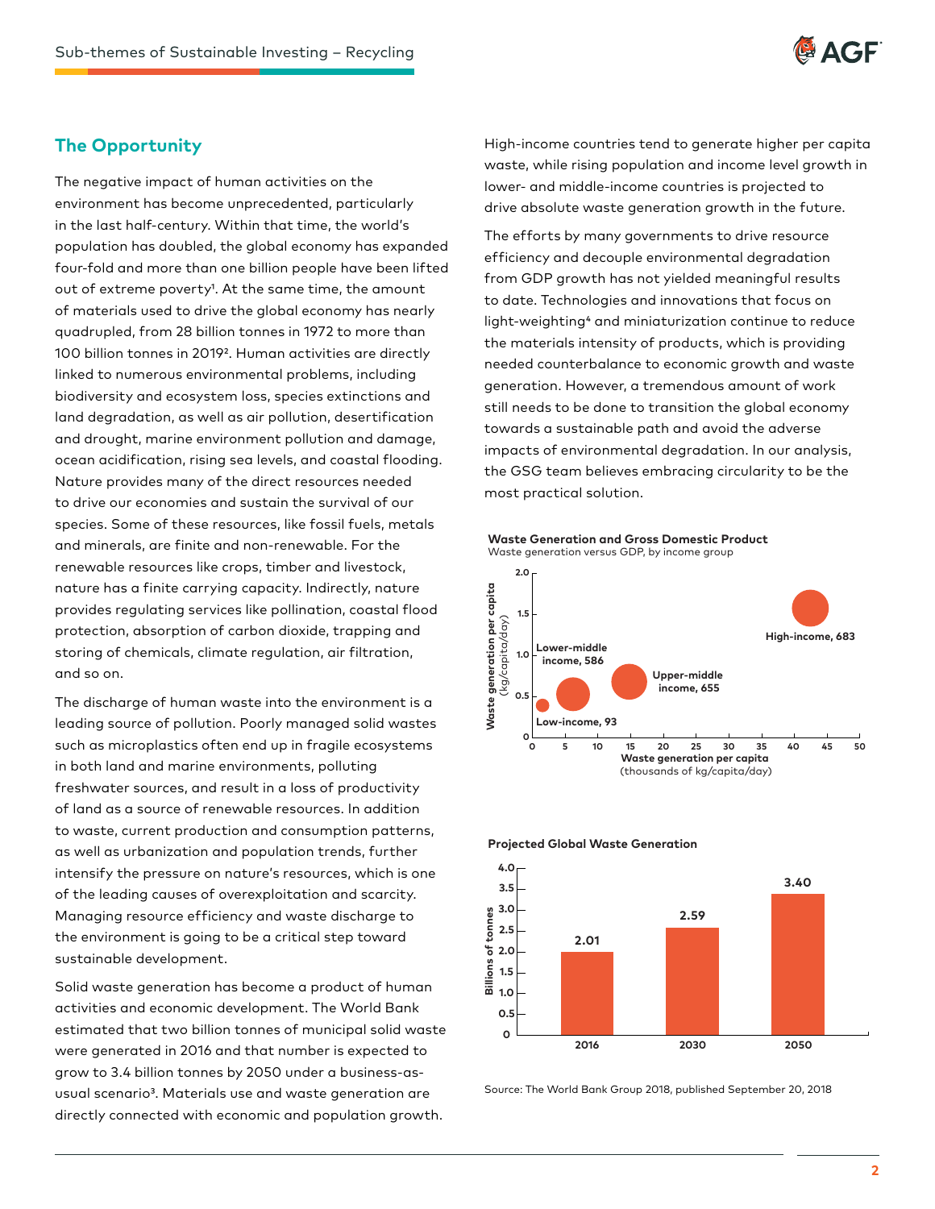## The Opportunity

The negative impact of human activities on the environment has become unprecedented, particularly in the last half-century. Within that time, the world's population has doubled, the global economy has expanded four-fold and more than one billion people have been lifted out of extreme poverty[1]. At the same time, the amount of materials used to drive the global economy has nearly quadrupled, from 28 billion tonnes in 1972 to more than 100 billion tonnes in 2019[2]. Human activities are directly linked to numerous environmental problems, including biodiversity and ecosystem loss, species extinctions and land degradation, as well as air pollution, desertification and drought, marine environment pollution and damage, ocean acidification, rising sea levels, and coastal flooding. Nature provides many of the direct resources needed to drive our economies and sustain the survival of our species. Some of these resources, like fossil fuels, metals and minerals, are finite and non-renewable. For the renewable resources like crops, timber and livestock, nature has a finite carrying capacity. Indirectly, nature provides regulating services like pollination, coastal flood protection, absorption of carbon dioxide, trapping and storing of chemicals, climate regulation, air filtration, and so on.

The discharge of human waste into the environment is a leading source of pollution. Poorly managed solid wastes such as microplastics often end up in fragile ecosystems in both land and marine environments, polluting freshwater sources, and result in a loss of productivity of land as a source of renewable resources. In addition to waste, current production and consumption patterns, as well as urbanization and population trends, further intensify the pressure on nature's resources, which is one of the leading causes of overexploitation and scarcity. Managing resource efficiency and waste discharge to the environment is going to be a critical step toward sustainable development.

Solid waste generation has become a product of human activities and economic development. The World Bank estimated that two billion tonnes of municipal solid waste were generated in 2016 and that number is expected to grow to 3.4 billion tonnes by 2050 under a business-as-usual scenario[3]. Materials use and waste generation are directly connected with economic and population growth.

High-income countries tend to generate higher per capita waste, while rising population and income level growth in lower- and middle-income countries is projected to drive absolute waste generation growth in the future.

The efforts by many governments to drive resource efficiency and decouple environmental degradation from GDP growth has not yielded meaningful results to date. Technologies and innovations that focus on light-weighting[4] and miniaturization continue to reduce the materials intensity of products, which is providing needed counterbalance to economic growth and waste generation. However, a tremendous amount of work still needs to be done to transition the global economy towards a sustainable path and avoid the adverse impacts of environmental degradation. In our analysis, the GSG team believes embracing circularity to be the most practical solution.

**Waste Generation and Gross Domestic Product**
Waste generation versus GDP, by income group

| Income group | Label value |
|---|---|
| Low-income | 93 |
| Lower-middle income | 586 |
| Upper-middle income | 655 |
| High-income | 683 |

Y-axis: Waste generation per capita (kg/capita/day); X-axis: Waste generation per capita (thousands of kg/capita/day)

**Projected Global Waste Generation**

| Year | Billions of tonnes |
|---|---|
| 2016 | 2.01 |
| 2030 | 2.59 |
| 2050 | 3.40 |

Source: The World Bank Group 2018, published September 20, 2018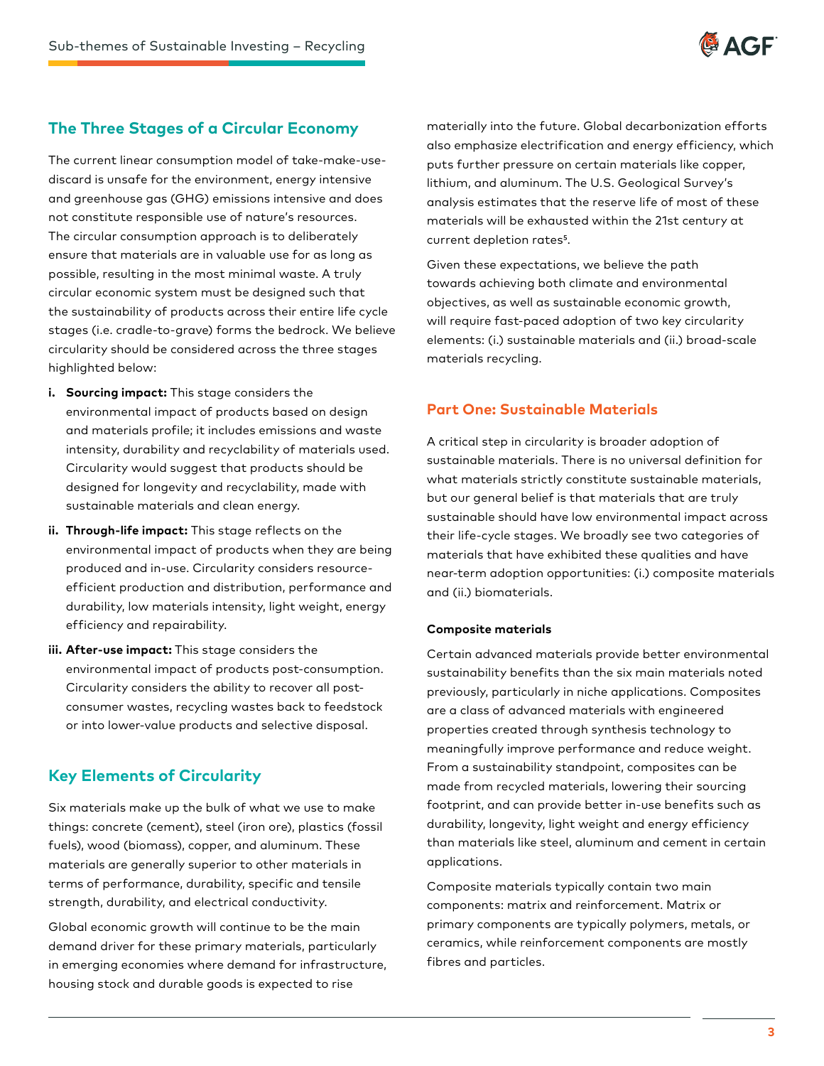## The Three Stages of a Circular Economy

The current linear consumption model of take-make-use-discard is unsafe for the environment, energy intensive and greenhouse gas (GHG) emissions intensive and does not constitute responsible use of nature's resources. The circular consumption approach is to deliberately ensure that materials are in valuable use for as long as possible, resulting in the most minimal waste. A truly circular economic system must be designed such that the sustainability of products across their entire life cycle stages (i.e. cradle-to-grave) forms the bedrock. We believe circularity should be considered across the three stages highlighted below:

i. **Sourcing impact:** This stage considers the environmental impact of products based on design and materials profile; it includes emissions and waste intensity, durability and recyclability of materials used. Circularity would suggest that products should be designed for longevity and recyclability, made with sustainable materials and clean energy.

ii. **Through-life impact:** This stage reflects on the environmental impact of products when they are being produced and in-use. Circularity considers resource-efficient production and distribution, performance and durability, low materials intensity, light weight, energy efficiency and repairability.

iii. **After-use impact:** This stage considers the environmental impact of products post-consumption. Circularity considers the ability to recover all post-consumer wastes, recycling wastes back to feedstock or into lower-value products and selective disposal.

## Key Elements of Circularity

Six materials make up the bulk of what we use to make things: concrete (cement), steel (iron ore), plastics (fossil fuels), wood (biomass), copper, and aluminum. These materials are generally superior to other materials in terms of performance, durability, specific and tensile strength, durability, and electrical conductivity.

Global economic growth will continue to be the main demand driver for these primary materials, particularly in emerging economies where demand for infrastructure, housing stock and durable goods is expected to rise materially into the future. Global decarbonization efforts also emphasize electrification and energy efficiency, which puts further pressure on certain materials like copper, lithium, and aluminum. The U.S. Geological Survey's analysis estimates that the reserve life of most of these materials will be exhausted within the 21st century at current depletion rates[5].

Given these expectations, we believe the path towards achieving both climate and environmental objectives, as well as sustainable economic growth, will require fast-paced adoption of two key circularity elements: (i.) sustainable materials and (ii.) broad-scale materials recycling.

## Part One: Sustainable Materials

A critical step in circularity is broader adoption of sustainable materials. There is no universal definition for what materials strictly constitute sustainable materials, but our general belief is that materials that are truly sustainable should have low environmental impact across their life-cycle stages. We broadly see two categories of materials that have exhibited these qualities and have near-term adoption opportunities: (i.) composite materials and (ii.) biomaterials.

#### Composite materials

Certain advanced materials provide better environmental sustainability benefits than the six main materials noted previously, particularly in niche applications. Composites are a class of advanced materials with engineered properties created through synthesis technology to meaningfully improve performance and reduce weight. From a sustainability standpoint, composites can be made from recycled materials, lowering their sourcing footprint, and can provide better in-use benefits such as durability, longevity, light weight and energy efficiency than materials like steel, aluminum and cement in certain applications.

Composite materials typically contain two main components: matrix and reinforcement. Matrix or primary components are typically polymers, metals, or ceramics, while reinforcement components are mostly fibres and particles.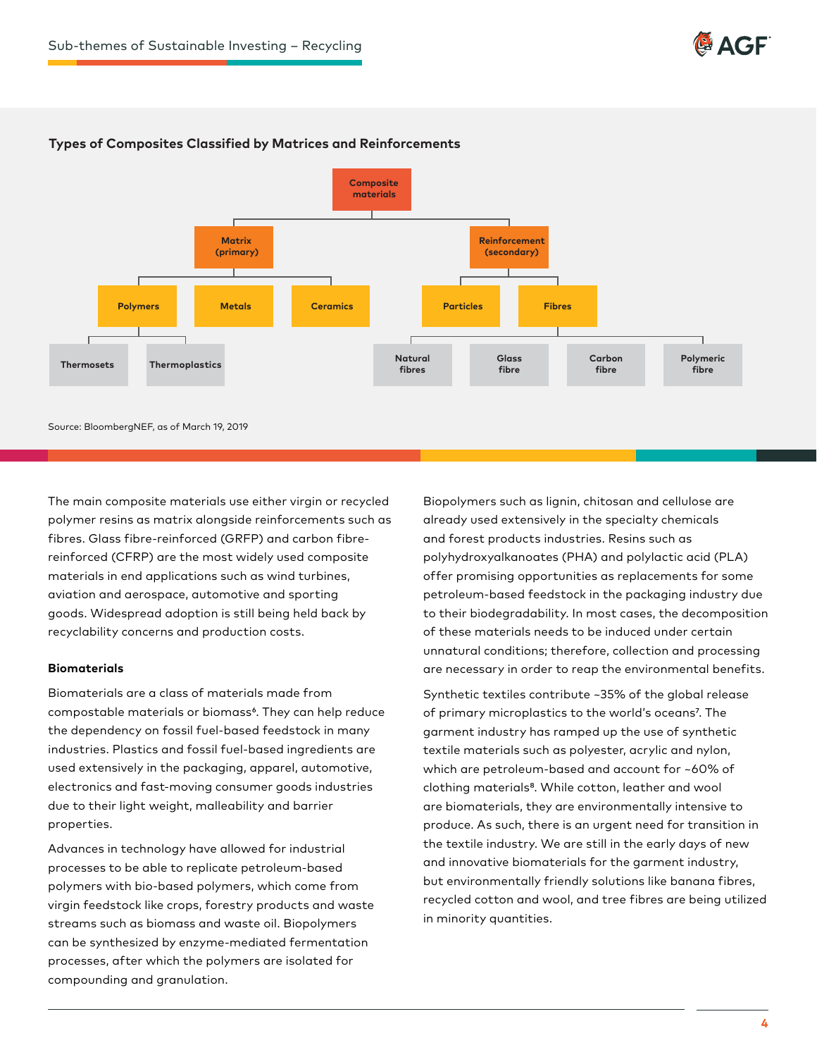**Types of Composites Classified by Matrices and Reinforcements**

- Composite materials
  - Matrix (primary)
    - Polymers
      - Thermosets
      - Thermoplastics
    - Metals
    - Ceramics
  - Reinforcement (secondary)
    - Particles
    - Fibres
      - Natural fibres
      - Glass fibre
      - Carbon fibre
      - Polymeric fibre

Source: BloombergNEF, as of March 19, 2019

The main composite materials use either virgin or recycled polymer resins as matrix alongside reinforcements such as fibres. Glass fibre-reinforced (GRFP) and carbon fibre-reinforced (CFRP) are the most widely used composite materials in end applications such as wind turbines, aviation and aerospace, automotive and sporting goods. Widespread adoption is still being held back by recyclability concerns and production costs.

### Biomaterials

Biomaterials are a class of materials made from compostable materials or biomass[6]. They can help reduce the dependency on fossil fuel-based feedstock in many industries. Plastics and fossil fuel-based ingredients are used extensively in the packaging, apparel, automotive, electronics and fast-moving consumer goods industries due to their light weight, malleability and barrier properties.

Advances in technology have allowed for industrial processes to be able to replicate petroleum-based polymers with bio-based polymers, which come from virgin feedstock like crops, forestry products and waste streams such as biomass and waste oil. Biopolymers can be synthesized by enzyme-mediated fermentation processes, after which the polymers are isolated for compounding and granulation.

Biopolymers such as lignin, chitosan and cellulose are already used extensively in the specialty chemicals and forest products industries. Resins such as polyhydroxyalkanoates (PHA) and polylactic acid (PLA) offer promising opportunities as replacements for some petroleum-based feedstock in the packaging industry due to their biodegradability. In most cases, the decomposition of these materials needs to be induced under certain unnatural conditions; therefore, collection and processing are necessary in order to reap the environmental benefits.

Synthetic textiles contribute ~35% of the global release of primary microplastics to the world's oceans[7]. The garment industry has ramped up the use of synthetic textile materials such as polyester, acrylic and nylon, which are petroleum-based and account for ~60% of clothing materials[8]. While cotton, leather and wool are biomaterials, they are environmentally intensive to produce. As such, there is an urgent need for transition in the textile industry. We are still in the early days of new and innovative biomaterials for the garment industry, but environmentally friendly solutions like banana fibres, recycled cotton and wool, and tree fibres are being utilized in minority quantities.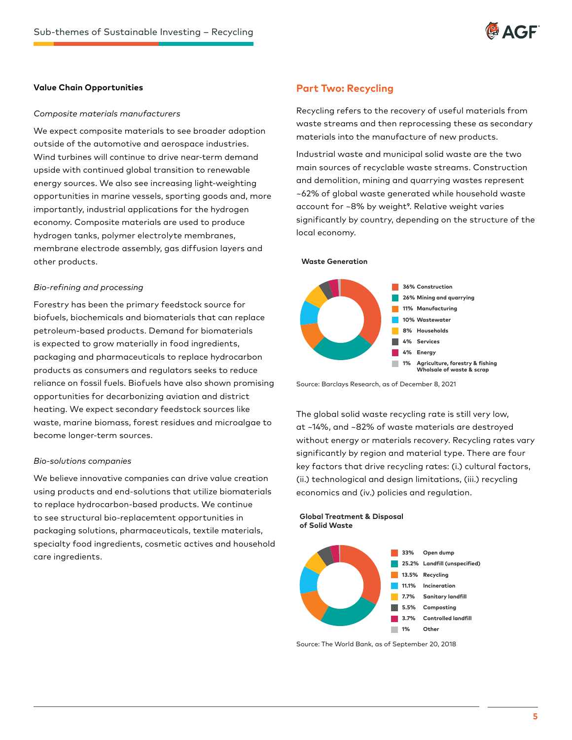## Value Chain Opportunities

*Composite materials manufacturers*

We expect composite materials to see broader adoption outside of the automotive and aerospace industries. Wind turbines will continue to drive near-term demand upside with continued global transition to renewable energy sources. We also see increasing light-weighting opportunities in marine vessels, sporting goods and, more importantly, industrial applications for the hydrogen economy. Composite materials are used to produce hydrogen tanks, polymer electrolyte membranes, membrane electrode assembly, gas diffusion layers and other products.

*Bio-refining and processing*

Forestry has been the primary feedstock source for biofuels, biochemicals and biomaterials that can replace petroleum-based products. Demand for biomaterials is expected to grow materially in food ingredients, packaging and pharmaceuticals to replace hydrocarbon products as consumers and regulators seeks to reduce reliance on fossil fuels. Biofuels have also shown promising opportunities for decarbonizing aviation and district heating. We expect secondary feedstock sources like waste, marine biomass, forest residues and microalgae to become longer-term sources.

*Bio-solutions companies*

We believe innovative companies can drive value creation using products and end-solutions that utilize biomaterials to replace hydrocarbon-based products. We continue to see structural bio-replacemtent opportunities in packaging solutions, pharmaceuticals, textile materials, specialty food ingredients, cosmetic actives and household care ingredients.

## Part Two: Recycling

Recycling refers to the recovery of useful materials from waste streams and then reprocessing these as secondary materials into the manufacture of new products.

Industrial waste and municipal solid waste are the two main sources of recyclable waste streams. Construction and demolition, mining and quarrying wastes represent ~62% of global waste generated while household waste account for ~8% by weight[9]. Relative weight varies significantly by country, depending on the structure of the local economy.

**Waste Generation**

| Share | Category |
|---|---|
| 36% | Construction |
| 26% | Mining and quarrying |
| 11% | Manufacturing |
| 10% | Wastewater |
| 8% | Households |
| 4% | Services |
| 4% | Energy |
| 1% | Agriculture, forestry & fishing Wholsale of waste & scrap |

Source: Barclays Research, as of December 8, 2021

The global solid waste recycling rate is still very low, at ~14%, and ~82% of waste materials are destroyed without energy or materials recovery. Recycling rates vary significantly by region and material type. There are four key factors that drive recycling rates: (i.) cultural factors, (ii.) technological and design limitations, (iii.) recycling economics and (iv.) policies and regulation.

**Global Treatment & Disposal of Solid Waste**

| Share | Category |
|---|---|
| 33% | Open dump |
| 25.2% | Landfill (unspecified) |
| 13.5% | Recycling |
| 11.1% | Incineration |
| 7.7% | Sanitary landfill |
| 5.5% | Composting |
| 3.7% | Controlled landfill |
| 1% | Other |

Source: The World Bank, as of September 20, 2018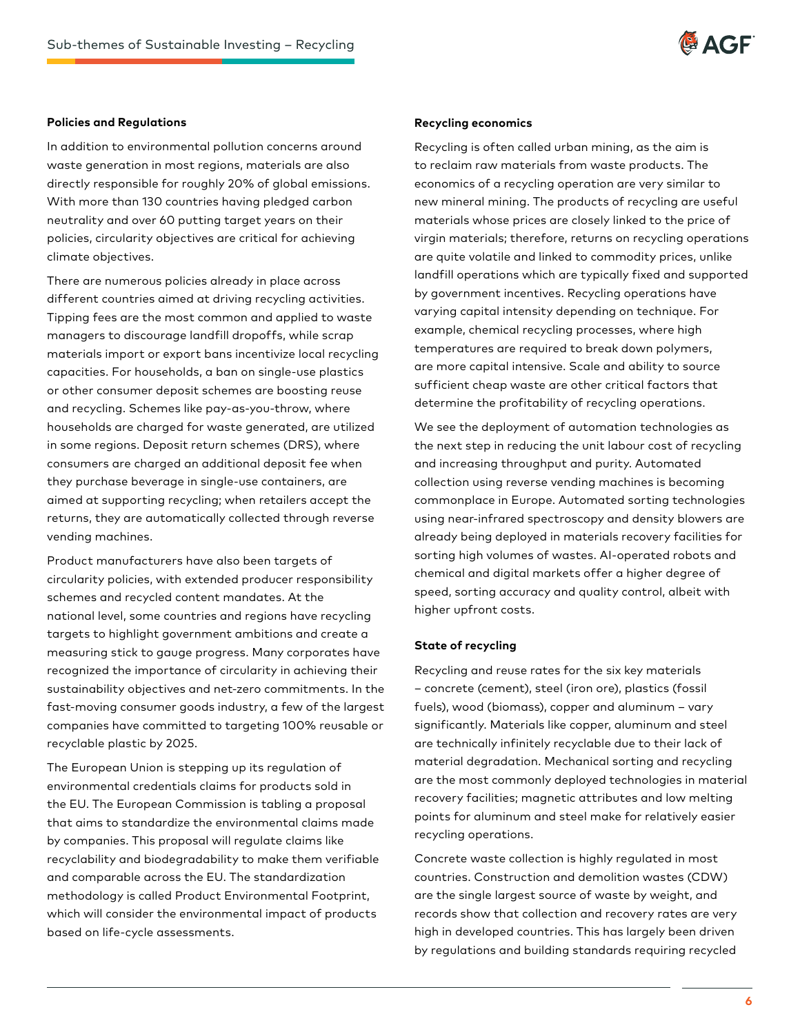### Policies and Regulations

In addition to environmental pollution concerns around waste generation in most regions, materials are also directly responsible for roughly 20% of global emissions. With more than 130 countries having pledged carbon neutrality and over 60 putting target years on their policies, circularity objectives are critical for achieving climate objectives.

There are numerous policies already in place across different countries aimed at driving recycling activities. Tipping fees are the most common and applied to waste managers to discourage landfill dropoffs, while scrap materials import or export bans incentivize local recycling capacities. For households, a ban on single-use plastics or other consumer deposit schemes are boosting reuse and recycling. Schemes like pay-as-you-throw, where households are charged for waste generated, are utilized in some regions. Deposit return schemes (DRS), where consumers are charged an additional deposit fee when they purchase beverage in single-use containers, are aimed at supporting recycling; when retailers accept the returns, they are automatically collected through reverse vending machines.

Product manufacturers have also been targets of circularity policies, with extended producer responsibility schemes and recycled content mandates. At the national level, some countries and regions have recycling targets to highlight government ambitions and create a measuring stick to gauge progress. Many corporates have recognized the importance of circularity in achieving their sustainability objectives and net-zero commitments. In the fast-moving consumer goods industry, a few of the largest companies have committed to targeting 100% reusable or recyclable plastic by 2025.

The European Union is stepping up its regulation of environmental credentials claims for products sold in the EU. The European Commission is tabling a proposal that aims to standardize the environmental claims made by companies. This proposal will regulate claims like recyclability and biodegradability to make them verifiable and comparable across the EU. The standardization methodology is called Product Environmental Footprint, which will consider the environmental impact of products based on life-cycle assessments.

### Recycling economics

Recycling is often called urban mining, as the aim is to reclaim raw materials from waste products. The economics of a recycling operation are very similar to new mineral mining. The products of recycling are useful materials whose prices are closely linked to the price of virgin materials; therefore, returns on recycling operations are quite volatile and linked to commodity prices, unlike landfill operations which are typically fixed and supported by government incentives. Recycling operations have varying capital intensity depending on technique. For example, chemical recycling processes, where high temperatures are required to break down polymers, are more capital intensive. Scale and ability to source sufficient cheap waste are other critical factors that determine the profitability of recycling operations.

We see the deployment of automation technologies as the next step in reducing the unit labour cost of recycling and increasing throughput and purity. Automated collection using reverse vending machines is becoming commonplace in Europe. Automated sorting technologies using near-infrared spectroscopy and density blowers are already being deployed in materials recovery facilities for sorting high volumes of wastes. AI-operated robots and chemical and digital markets offer a higher degree of speed, sorting accuracy and quality control, albeit with higher upfront costs.

### State of recycling

Recycling and reuse rates for the six key materials – concrete (cement), steel (iron ore), plastics (fossil fuels), wood (biomass), copper and aluminum – vary significantly. Materials like copper, aluminum and steel are technically infinitely recyclable due to their lack of material degradation. Mechanical sorting and recycling are the most commonly deployed technologies in material recovery facilities; magnetic attributes and low melting points for aluminum and steel make for relatively easier recycling operations.

Concrete waste collection is highly regulated in most countries. Construction and demolition wastes (CDW) are the single largest source of waste by weight, and records show that collection and recovery rates are very high in developed countries. This has largely been driven by regulations and building standards requiring recycled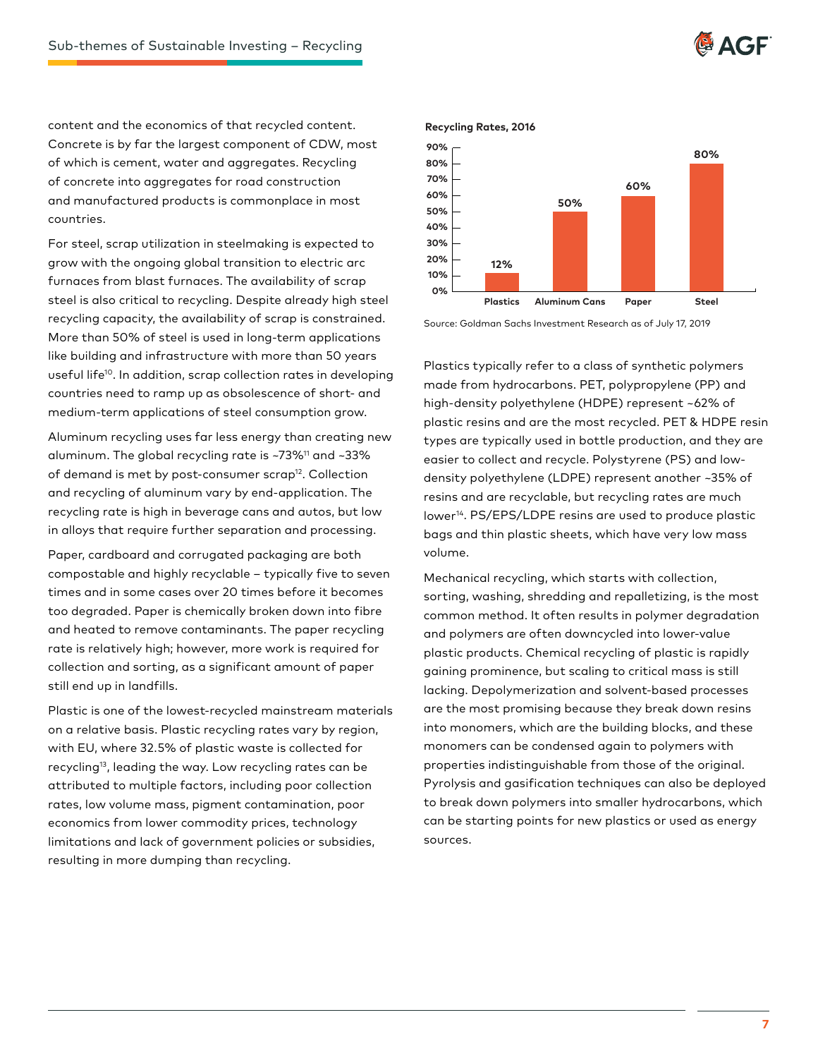content and the economics of that recycled content. Concrete is by far the largest component of CDW, most of which is cement, water and aggregates. Recycling of concrete into aggregates for road construction and manufactured products is commonplace in most countries.

For steel, scrap utilization in steelmaking is expected to grow with the ongoing global transition to electric arc furnaces from blast furnaces. The availability of scrap steel is also critical to recycling. Despite already high steel recycling capacity, the availability of scrap is constrained. More than 50% of steel is used in long-term applications like building and infrastructure with more than 50 years useful life[10]. In addition, scrap collection rates in developing countries need to ramp up as obsolescence of short- and medium-term applications of steel consumption grow.

Aluminum recycling uses far less energy than creating new aluminum. The global recycling rate is ~73%[11] and ~33% of demand is met by post-consumer scrap[12]. Collection and recycling of aluminum vary by end-application. The recycling rate is high in beverage cans and autos, but low in alloys that require further separation and processing.

Paper, cardboard and corrugated packaging are both compostable and highly recyclable – typically five to seven times and in some cases over 20 times before it becomes too degraded. Paper is chemically broken down into fibre and heated to remove contaminants. The paper recycling rate is relatively high; however, more work is required for collection and sorting, as a significant amount of paper still end up in landfills.

Plastic is one of the lowest-recycled mainstream materials on a relative basis. Plastic recycling rates vary by region, with EU, where 32.5% of plastic waste is collected for recycling[13], leading the way. Low recycling rates can be attributed to multiple factors, including poor collection rates, low volume mass, pigment contamination, poor economics from lower commodity prices, technology limitations and lack of government policies or subsidies, resulting in more dumping than recycling.

**Recycling Rates, 2016**

| Material | Recycling Rate |
|---|---|
| Plastics | 12% |
| Aluminum Cans | 50% |
| Paper | 60% |
| Steel | 80% |

Source: Goldman Sachs Investment Research as of July 17, 2019

Plastics typically refer to a class of synthetic polymers made from hydrocarbons. PET, polypropylene (PP) and high-density polyethylene (HDPE) represent ~62% of plastic resins and are the most recycled. PET & HDPE resin types are typically used in bottle production, and they are easier to collect and recycle. Polystyrene (PS) and low-density polyethylene (LDPE) represent another ~35% of resins and are recyclable, but recycling rates are much lower[14]. PS/EPS/LDPE resins are used to produce plastic bags and thin plastic sheets, which have very low mass volume.

Mechanical recycling, which starts with collection, sorting, washing, shredding and repalletizing, is the most common method. It often results in polymer degradation and polymers are often downcycled into lower-value plastic products. Chemical recycling of plastic is rapidly gaining prominence, but scaling to critical mass is still lacking. Depolymerization and solvent-based processes are the most promising because they break down resins into monomers, which are the building blocks, and these monomers can be condensed again to polymers with properties indistinguishable from those of the original. Pyrolysis and gasification techniques can also be deployed to break down polymers into smaller hydrocarbons, which can be starting points for new plastics or used as energy sources.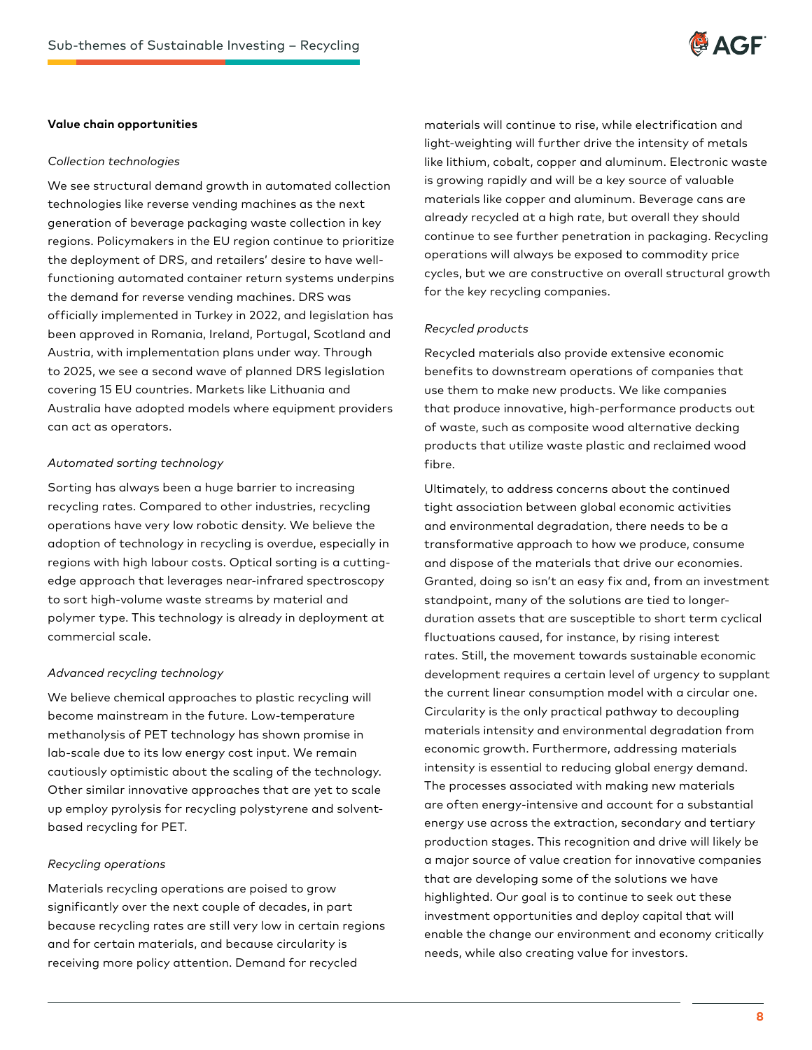**Value chain opportunities**

*Collection technologies*

We see structural demand growth in automated collection technologies like reverse vending machines as the next generation of beverage packaging waste collection in key regions. Policymakers in the EU region continue to prioritize the deployment of DRS, and retailers' desire to have well-functioning automated container return systems underpins the demand for reverse vending machines. DRS was officially implemented in Turkey in 2022, and legislation has been approved in Romania, Ireland, Portugal, Scotland and Austria, with implementation plans under way. Through to 2025, we see a second wave of planned DRS legislation covering 15 EU countries. Markets like Lithuania and Australia have adopted models where equipment providers can act as operators.

*Automated sorting technology*

Sorting has always been a huge barrier to increasing recycling rates. Compared to other industries, recycling operations have very low robotic density. We believe the adoption of technology in recycling is overdue, especially in regions with high labour costs. Optical sorting is a cutting-edge approach that leverages near-infrared spectroscopy to sort high-volume waste streams by material and polymer type. This technology is already in deployment at commercial scale.

*Advanced recycling technology*

We believe chemical approaches to plastic recycling will become mainstream in the future. Low-temperature methanolysis of PET technology has shown promise in lab-scale due to its low energy cost input. We remain cautiously optimistic about the scaling of the technology. Other similar innovative approaches that are yet to scale up employ pyrolysis for recycling polystyrene and solvent-based recycling for PET.

*Recycling operations*

Materials recycling operations are poised to grow significantly over the next couple of decades, in part because recycling rates are still very low in certain regions and for certain materials, and because circularity is receiving more policy attention. Demand for recycled materials will continue to rise, while electrification and light-weighting will further drive the intensity of metals like lithium, cobalt, copper and aluminum. Electronic waste is growing rapidly and will be a key source of valuable materials like copper and aluminum. Beverage cans are already recycled at a high rate, but overall they should continue to see further penetration in packaging. Recycling operations will always be exposed to commodity price cycles, but we are constructive on overall structural growth for the key recycling companies.

*Recycled products*

Recycled materials also provide extensive economic benefits to downstream operations of companies that use them to make new products. We like companies that produce innovative, high-performance products out of waste, such as composite wood alternative decking products that utilize waste plastic and reclaimed wood fibre.

Ultimately, to address concerns about the continued tight association between global economic activities and environmental degradation, there needs to be a transformative approach to how we produce, consume and dispose of the materials that drive our economies. Granted, doing so isn't an easy fix and, from an investment standpoint, many of the solutions are tied to longer-duration assets that are susceptible to short term cyclical fluctuations caused, for instance, by rising interest rates. Still, the movement towards sustainable economic development requires a certain level of urgency to supplant the current linear consumption model with a circular one. Circularity is the only practical pathway to decoupling materials intensity and environmental degradation from economic growth. Furthermore, addressing materials intensity is essential to reducing global energy demand. The processes associated with making new materials are often energy-intensive and account for a substantial energy use across the extraction, secondary and tertiary production stages. This recognition and drive will likely be a major source of value creation for innovative companies that are developing some of the solutions we have highlighted. Our goal is to continue to seek out these investment opportunities and deploy capital that will enable the change our environment and economy critically needs, while also creating value for investors.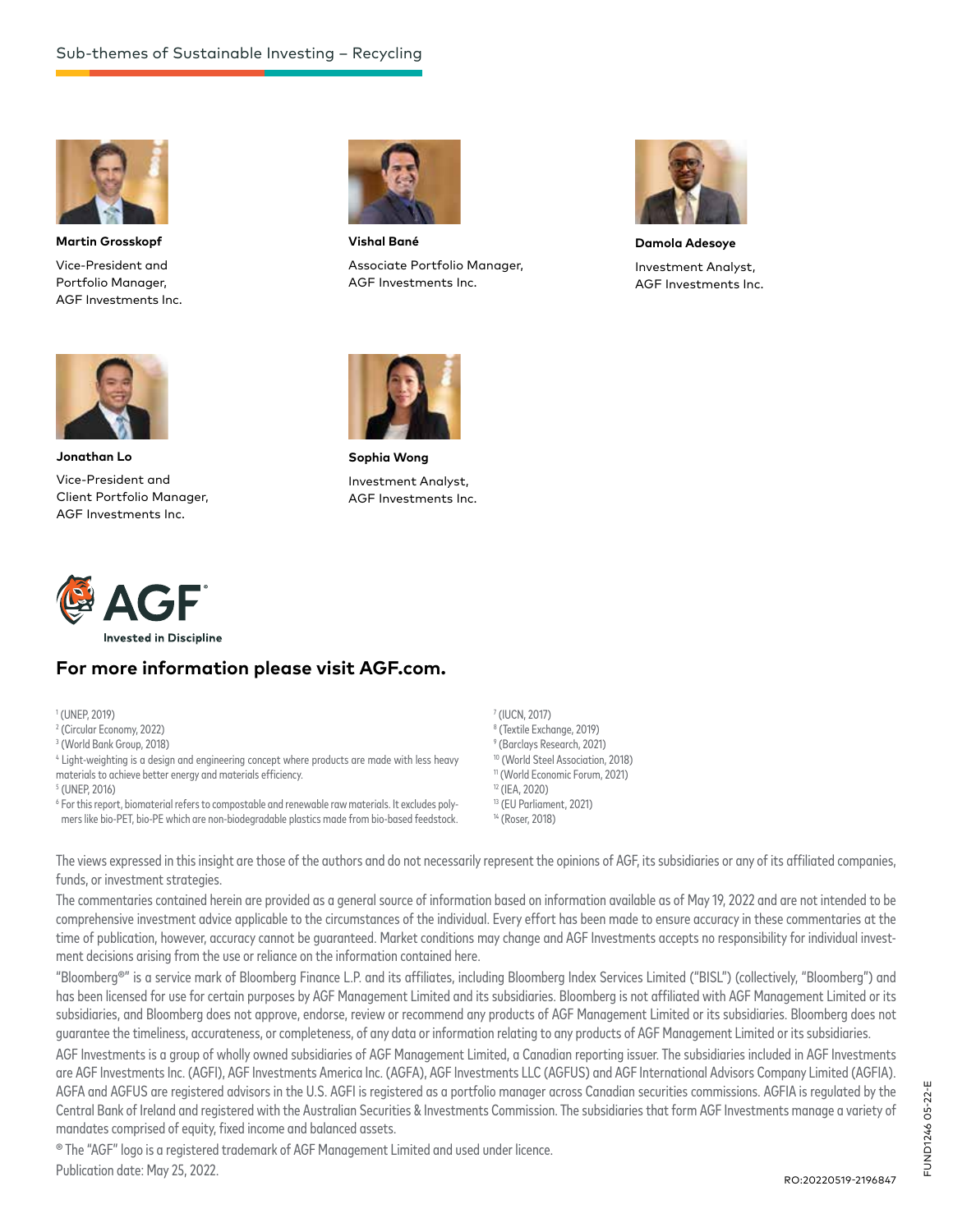**Martin Grosskopf**

Vice-President and Portfolio Manager, AGF Investments Inc.

**Vishal Bané**

Associate Portfolio Manager, AGF Investments Inc.

**Damola Adesoye**

Investment Analyst, AGF Investments Inc.

**Jonathan Lo**

Vice-President and Client Portfolio Manager, AGF Investments Inc.

**Sophia Wong**

Investment Analyst, AGF Investments Inc.

AGF®

Invested in Discipline

## For more information please visit AGF.com.

[1] (UNEP, 2019)
[2] (Circular Economy, 2022)
[3] (World Bank Group, 2018)
[4] Light-weighting is a design and engineering concept where products are made with less heavy materials to achieve better energy and materials efficiency.
[5] (UNEP, 2016)
[6] For this report, biomaterial refers to compostable and renewable raw materials. It excludes polymers like bio-PET, bio-PE which are non-biodegradable plastics made from bio-based feedstock.
[7] (IUCN, 2017)
[8] (Textile Exchange, 2019)
[9] (Barclays Research, 2021)
[10] (World Steel Association, 2018)
[11] (World Economic Forum, 2021)
[12] (IEA, 2020)
[13] (EU Parliament, 2021)
[14] (Roser, 2018)

The views expressed in this insight are those of the authors and do not necessarily represent the opinions of AGF, its subsidiaries or any of its affiliated companies, funds, or investment strategies.

The commentaries contained herein are provided as a general source of information based on information available as of May 19, 2022 and are not intended to be comprehensive investment advice applicable to the circumstances of the individual. Every effort has been made to ensure accuracy in these commentaries at the time of publication, however, accuracy cannot be guaranteed. Market conditions may change and AGF Investments accepts no responsibility for individual investment decisions arising from the use or reliance on the information contained here.

"Bloomberg®" is a service mark of Bloomberg Finance L.P. and its affiliates, including Bloomberg Index Services Limited ("BISL") (collectively, "Bloomberg") and has been licensed for use for certain purposes by AGF Management Limited and its subsidiaries. Bloomberg is not affiliated with AGF Management Limited or its subsidiaries, and Bloomberg does not approve, endorse, review or recommend any products of AGF Management Limited or its subsidiaries. Bloomberg does not guarantee the timeliness, accurateness, or completeness, of any data or information relating to any products of AGF Management Limited or its subsidiaries.

AGF Investments is a group of wholly owned subsidiaries of AGF Management Limited, a Canadian reporting issuer. The subsidiaries included in AGF Investments are AGF Investments Inc. (AGFI), AGF Investments America Inc. (AGFA), AGF Investments LLC (AGFUS) and AGF International Advisors Company Limited (AGFIA). AGFA and AGFUS are registered advisors in the U.S. AGFI is registered as a portfolio manager across Canadian securities commissions. AGFIA is regulated by the Central Bank of Ireland and registered with the Australian Securities & Investments Commission. The subsidiaries that form AGF Investments manage a variety of mandates comprised of equity, fixed income and balanced assets.

® The "AGF" logo is a registered trademark of AGF Management Limited and used under licence.

Publication date: May 25, 2022.

RO:20220519-2196847

FUND1246 05-22-E